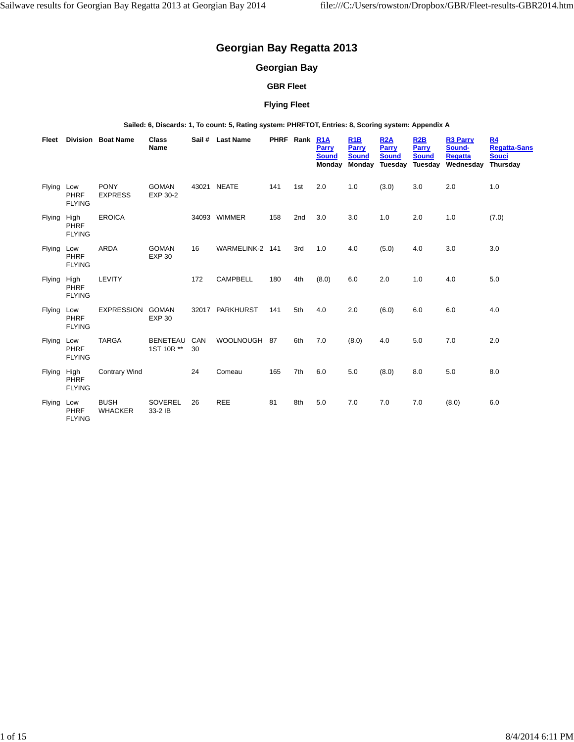# Georgian Bay Regatta 2013

## Georgian Bay

### GBR Fleet

### Flying Fleet

**Sailed: 6, Discards: 1, To count: 5, Rating system: PHRFTOT, Entries: 8, Scoring system: Appendix A**

| Fleet | Division | Boat Name | Class Name | Sail # | Last Name | PHRF | Rank | R1A Parry Sound Monday | R1B Parry Sound Monday | R2A Parry Sound Tuesday | R2B Parry Sound Tuesday | R3 Parry Sound-Regatta Wednesday | R4 Regatta-Sans Souci Thursday |
|---|---|---|---|---|---|---|---|---|---|---|---|---|---|
| Flying | Low PHRF FLYING | PONY EXPRESS | GOMAN EXP 30-2 | 43021 | NEATE | 141 | 1st | 2.0 | 1.0 | (3.0) | 3.0 | 2.0 | 1.0 |
| Flying | High PHRF FLYING | EROICA | | 34093 | WIMMER | 158 | 2nd | 3.0 | 3.0 | 1.0 | 2.0 | 1.0 | (7.0) |
| Flying | Low PHRF FLYING | ARDA | GOMAN EXP 30 | 16 | WARMELINK-2 | 141 | 3rd | 1.0 | 4.0 | (5.0) | 4.0 | 3.0 | 3.0 |
| Flying | High PHRF FLYING | LEVITY | | 172 | CAMPBELL | 180 | 4th | (8.0) | 6.0 | 2.0 | 1.0 | 4.0 | 5.0 |
| Flying | Low PHRF FLYING | EXPRESSION | GOMAN EXP 30 | 32017 | PARKHURST | 141 | 5th | 4.0 | 2.0 | (6.0) | 6.0 | 6.0 | 4.0 |
| Flying | Low PHRF FLYING | TARGA | BENETEAU 1ST 10R ** | CAN 30 | WOOLNOUGH | 87 | 6th | 7.0 | (8.0) | 4.0 | 5.0 | 7.0 | 2.0 |
| Flying | High PHRF FLYING | Contrary Wind | | 24 | Comeau | 165 | 7th | 6.0 | 5.0 | (8.0) | 8.0 | 5.0 | 8.0 |
| Flying | Low PHRF FLYING | BUSH WHACKER | SOVEREL 33-2 IB | 26 | REE | 81 | 8th | 5.0 | 7.0 | 7.0 | 7.0 | (8.0) | 6.0 |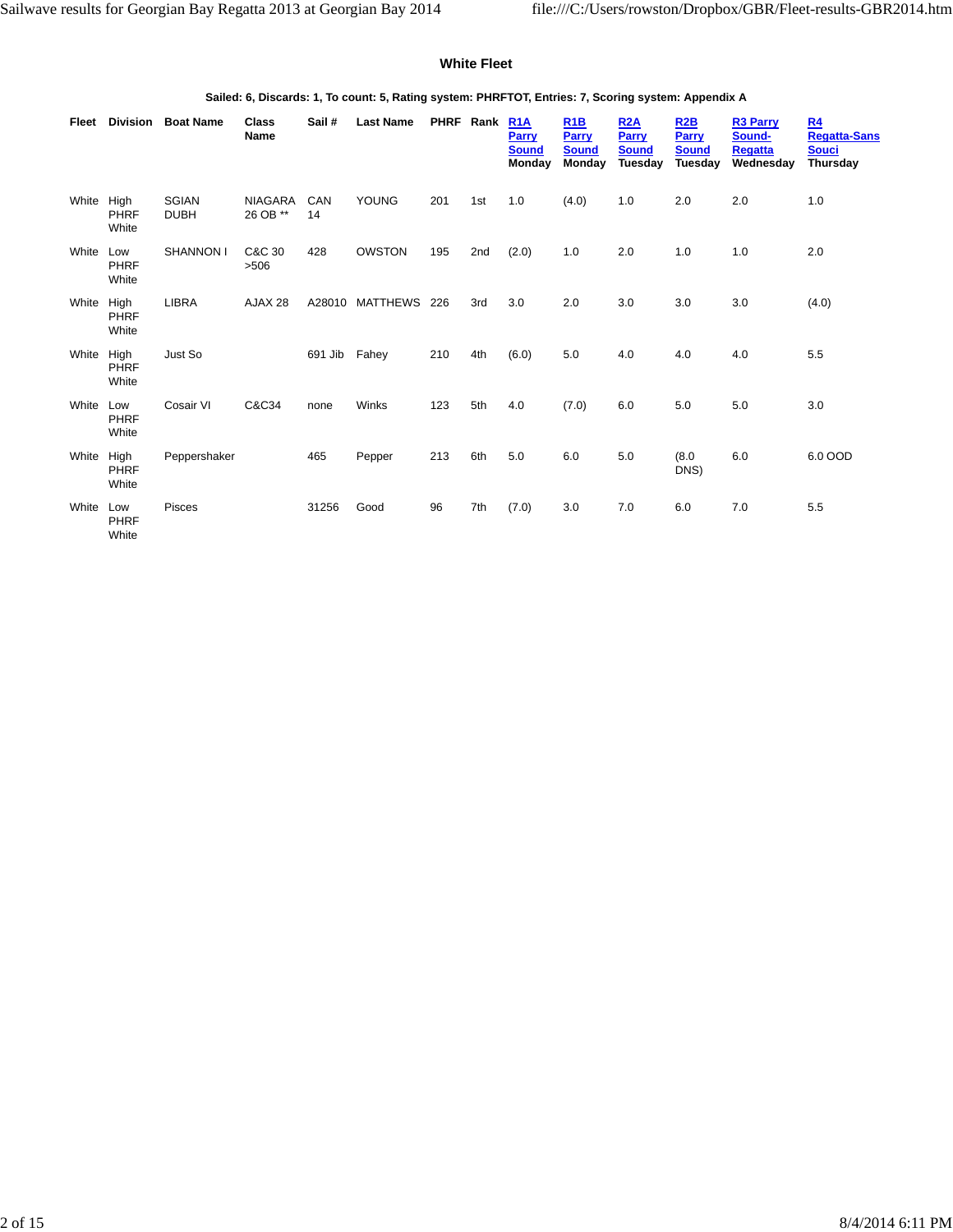### White Fleet

**Sailed: 6, Discards: 1, To count: 5, Rating system: PHRFTOT, Entries: 7, Scoring system: Appendix A**

| Fleet | Division | Boat Name | Class Name | Sail # | Last Name | PHRF | Rank | R1A Parry Sound Monday | R1B Parry Sound Monday | R2A Parry Sound Tuesday | R2B Parry Sound Tuesday | R3 Parry Sound-Regatta Wednesday | R4 Regatta-Sans Souci Thursday |
|---|---|---|---|---|---|---|---|---|---|---|---|---|---|
| White | High PHRF White | SGIAN DUBH | NIAGARA 26 OB ** | CAN 14 | YOUNG | 201 | 1st | 1.0 | (4.0) | 1.0 | 2.0 | 2.0 | 1.0 |
| White | Low PHRF White | SHANNON I | C&C 30 >506 | 428 | OWSTON | 195 | 2nd | (2.0) | 1.0 | 2.0 | 1.0 | 1.0 | 2.0 |
| White | High PHRF White | LIBRA | AJAX 28 | A28010 | MATTHEWS | 226 | 3rd | 3.0 | 2.0 | 3.0 | 3.0 | 3.0 | (4.0) |
| White | High PHRF White | Just So | | 691 Jib | Fahey | 210 | 4th | (6.0) | 5.0 | 4.0 | 4.0 | 4.0 | 5.5 |
| White | Low PHRF White | Cosair VI | C&C34 | none | Winks | 123 | 5th | 4.0 | (7.0) | 6.0 | 5.0 | 5.0 | 3.0 |
| White | High PHRF White | Peppershaker | | 465 | Pepper | 213 | 6th | 5.0 | 6.0 | 5.0 | (8.0 DNS) | 6.0 | 6.0 OOD |
| White | Low PHRF White | Pisces | | 31256 | Good | 96 | 7th | (7.0) | 3.0 | 7.0 | 6.0 | 7.0 | 5.5 |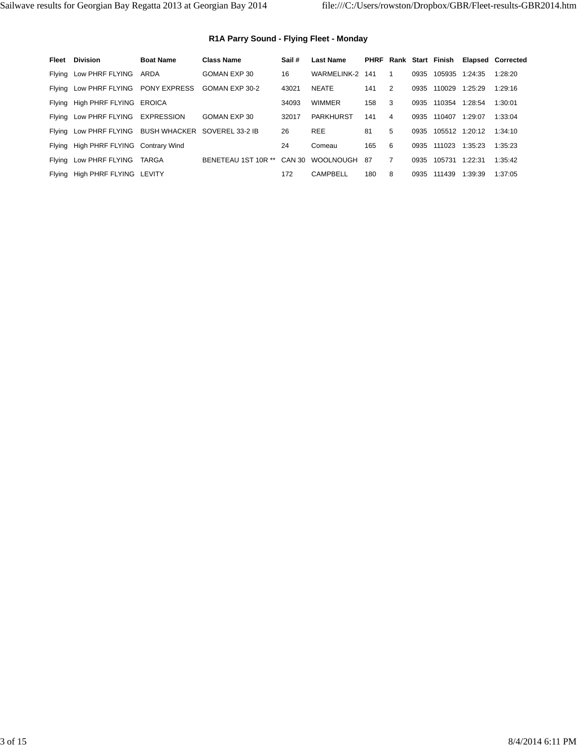### R1A Parry Sound - Flying Fleet - Monday

| Fleet | Division | Boat Name | Class Name | Sail # | Last Name | PHRF | Rank | Start | Finish | Elapsed | Corrected |
|---|---|---|---|---|---|---|---|---|---|---|---|
| Flying | Low PHRF FLYING | ARDA | GOMAN EXP 30 | 16 | WARMELINK-2 | 141 | 1 | 0935 | 105935 | 1:24:35 | 1:28:20 |
| Flying | Low PHRF FLYING | PONY EXPRESS | GOMAN EXP 30-2 | 43021 | NEATE | 141 | 2 | 0935 | 110029 | 1:25:29 | 1:29:16 |
| Flying | High PHRF FLYING | EROICA | | 34093 | WIMMER | 158 | 3 | 0935 | 110354 | 1:28:54 | 1:30:01 |
| Flying | Low PHRF FLYING | EXPRESSION | GOMAN EXP 30 | 32017 | PARKHURST | 141 | 4 | 0935 | 110407 | 1:29:07 | 1:33:04 |
| Flying | Low PHRF FLYING | BUSH WHACKER | SOVEREL 33-2 IB | 26 | REE | 81 | 5 | 0935 | 105512 | 1:20:12 | 1:34:10 |
| Flying | High PHRF FLYING | Contrary Wind | | 24 | Comeau | 165 | 6 | 0935 | 111023 | 1:35:23 | 1:35:23 |
| Flying | Low PHRF FLYING | TARGA | BENETEAU 1ST 10R ** | CAN 30 | WOOLNOUGH | 87 | 7 | 0935 | 105731 | 1:22:31 | 1:35:42 |
| Flying | High PHRF FLYING | LEVITY | | 172 | CAMPBELL | 180 | 8 | 0935 | 111439 | 1:39:39 | 1:37:05 |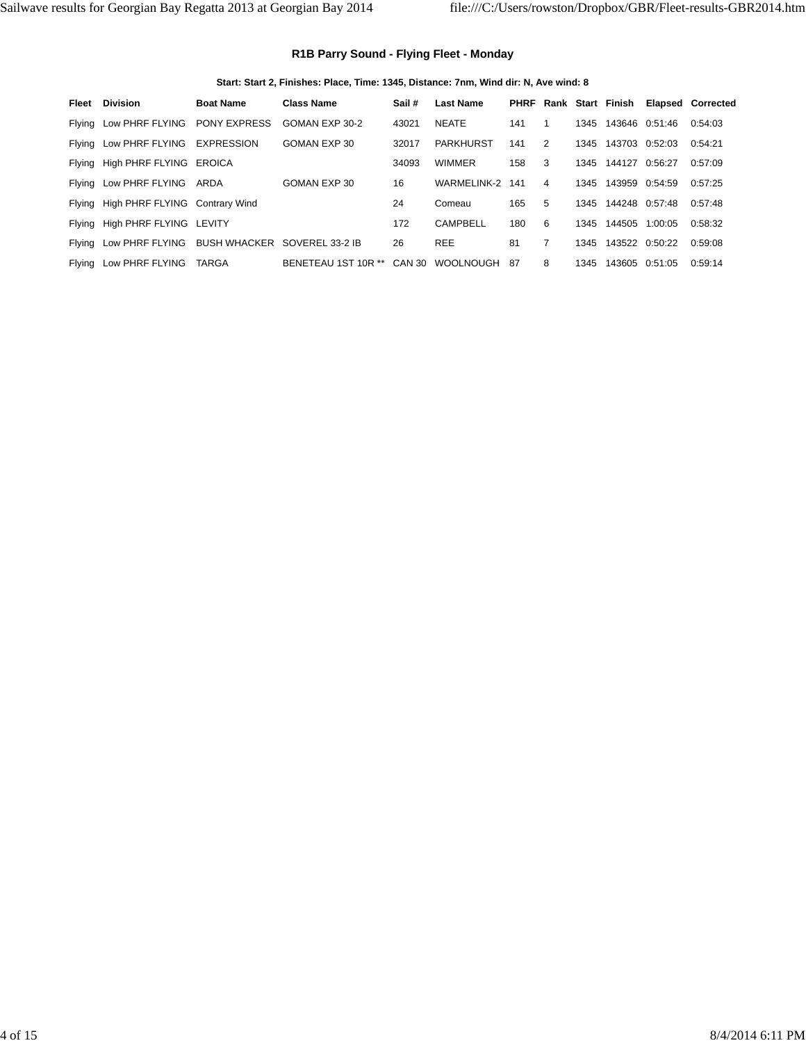### R1B Parry Sound - Flying Fleet - Monday

**Start: Start 2, Finishes: Place, Time: 1345, Distance: 7nm, Wind dir: N, Ave wind: 8**

| Fleet | Division | Boat Name | Class Name | Sail # | Last Name | PHRF | Rank | Start | Finish | Elapsed | Corrected |
|---|---|---|---|---|---|---|---|---|---|---|---|
| Flying | Low PHRF FLYING | PONY EXPRESS | GOMAN EXP 30-2 | 43021 | NEATE | 141 | 1 | 1345 | 143646 | 0:51:46 | 0:54:03 |
| Flying | Low PHRF FLYING | EXPRESSION | GOMAN EXP 30 | 32017 | PARKHURST | 141 | 2 | 1345 | 143703 | 0:52:03 | 0:54:21 |
| Flying | High PHRF FLYING | EROICA | | 34093 | WIMMER | 158 | 3 | 1345 | 144127 | 0:56:27 | 0:57:09 |
| Flying | Low PHRF FLYING | ARDA | GOMAN EXP 30 | 16 | WARMELINK-2 | 141 | 4 | 1345 | 143959 | 0:54:59 | 0:57:25 |
| Flying | High PHRF FLYING | Contrary Wind | | 24 | Comeau | 165 | 5 | 1345 | 144248 | 0:57:48 | 0:57:48 |
| Flying | High PHRF FLYING | LEVITY | | 172 | CAMPBELL | 180 | 6 | 1345 | 144505 | 1:00:05 | 0:58:32 |
| Flying | Low PHRF FLYING | BUSH WHACKER | SOVEREL 33-2 IB | 26 | REE | 81 | 7 | 1345 | 143522 | 0:50:22 | 0:59:08 |
| Flying | Low PHRF FLYING | TARGA | BENETEAU 1ST 10R ** | CAN 30 | WOOLNOUGH | 87 | 8 | 1345 | 143605 | 0:51:05 | 0:59:14 |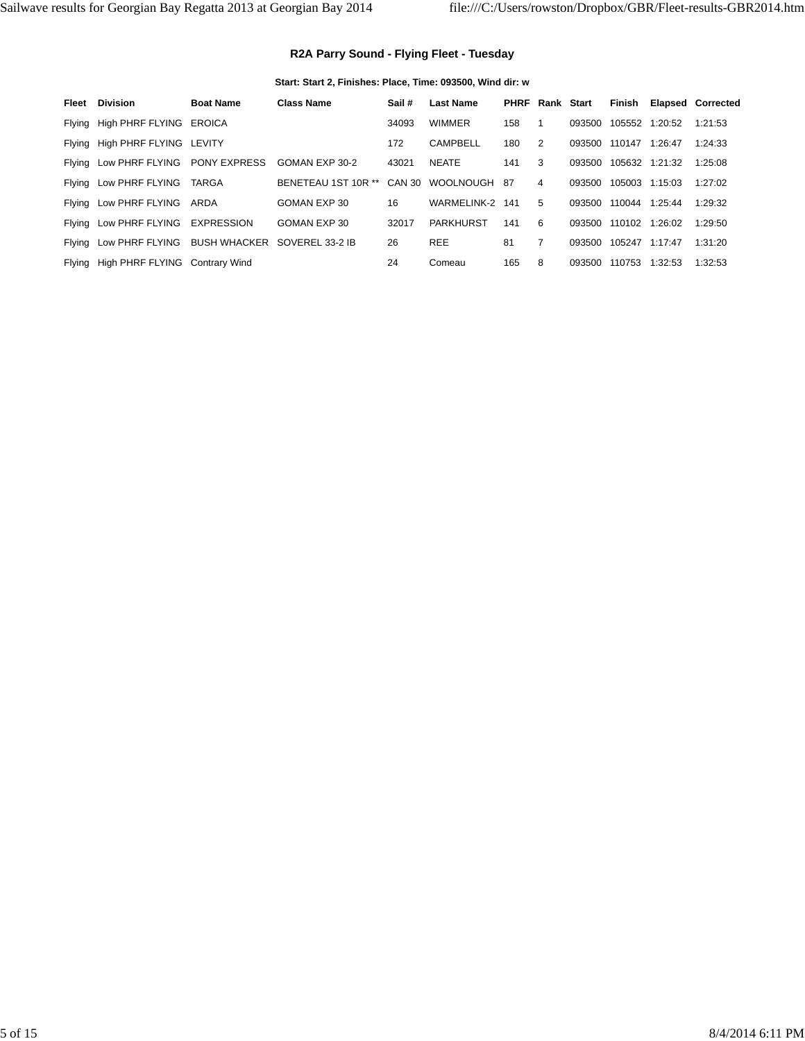### R2A Parry Sound - Flying Fleet - Tuesday

**Start: Start 2, Finishes: Place, Time: 093500, Wind dir: w**

| Fleet | Division | Boat Name | Class Name | Sail # | Last Name | PHRF | Rank | Start | Finish | Elapsed | Corrected |
|---|---|---|---|---|---|---|---|---|---|---|---|
| Flying | High PHRF FLYING | EROICA | | 34093 | WIMMER | 158 | 1 | 093500 | 105552 | 1:20:52 | 1:21:53 |
| Flying | High PHRF FLYING | LEVITY | | 172 | CAMPBELL | 180 | 2 | 093500 | 110147 | 1:26:47 | 1:24:33 |
| Flying | Low PHRF FLYING | PONY EXPRESS | GOMAN EXP 30-2 | 43021 | NEATE | 141 | 3 | 093500 | 105632 | 1:21:32 | 1:25:08 |
| Flying | Low PHRF FLYING | TARGA | BENETEAU 1ST 10R ** | CAN 30 | WOOLNOUGH | 87 | 4 | 093500 | 105003 | 1:15:03 | 1:27:02 |
| Flying | Low PHRF FLYING | ARDA | GOMAN EXP 30 | 16 | WARMELINK-2 | 141 | 5 | 093500 | 110044 | 1:25:44 | 1:29:32 |
| Flying | Low PHRF FLYING | EXPRESSION | GOMAN EXP 30 | 32017 | PARKHURST | 141 | 6 | 093500 | 110102 | 1:26:02 | 1:29:50 |
| Flying | Low PHRF FLYING | BUSH WHACKER | SOVEREL 33-2 IB | 26 | REE | 81 | 7 | 093500 | 105247 | 1:17:47 | 1:31:20 |
| Flying | High PHRF FLYING | Contrary Wind | | 24 | Comeau | 165 | 8 | 093500 | 110753 | 1:32:53 | 1:32:53 |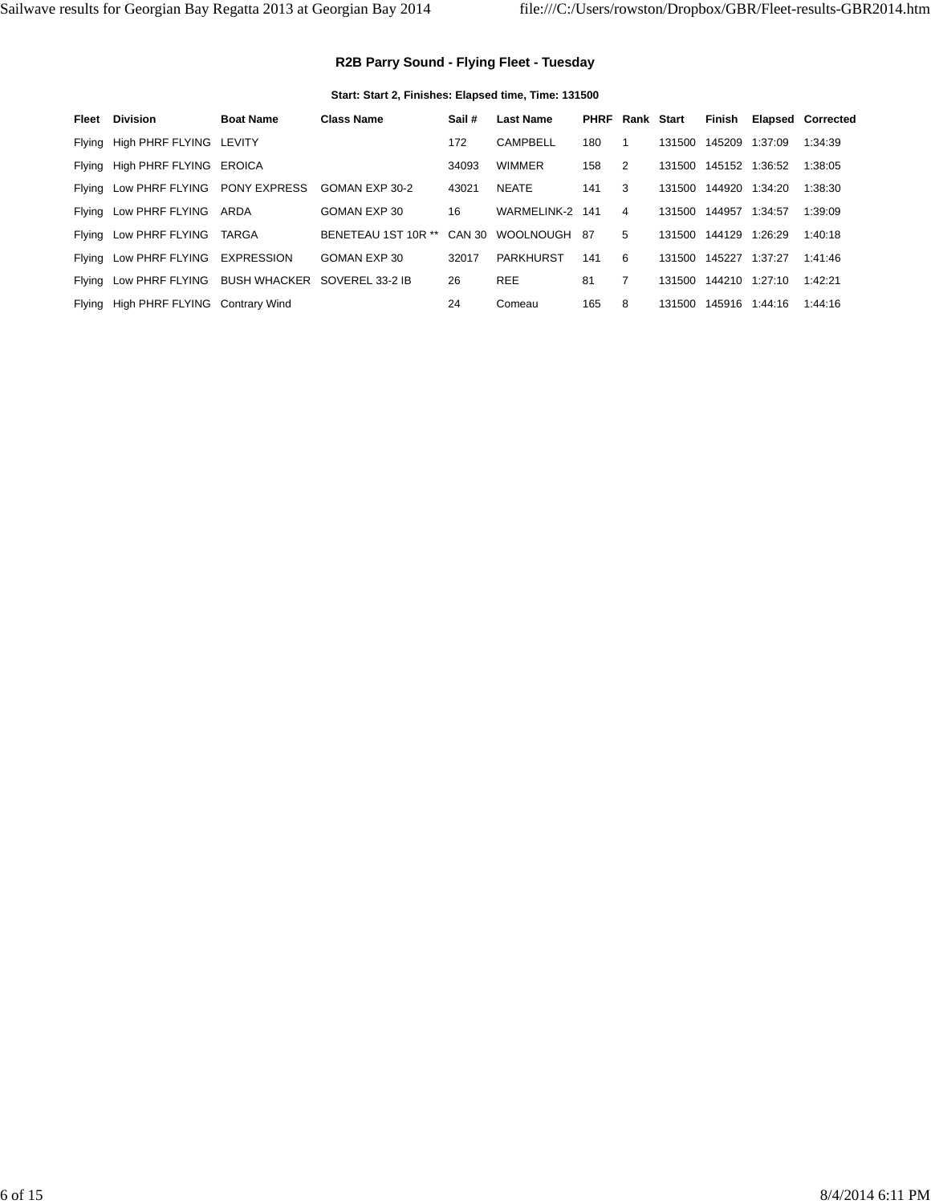### R2B Parry Sound - Flying Fleet - Tuesday

**Start: Start 2, Finishes: Elapsed time, Time: 131500**

| Fleet | Division | Boat Name | Class Name | Sail # | Last Name | PHRF | Rank | Start | Finish | Elapsed | Corrected |
|---|---|---|---|---|---|---|---|---|---|---|---|
| Flying | High PHRF FLYING | LEVITY | | 172 | CAMPBELL | 180 | 1 | 131500 | 145209 | 1:37:09 | 1:34:39 |
| Flying | High PHRF FLYING | EROICA | | 34093 | WIMMER | 158 | 2 | 131500 | 145152 | 1:36:52 | 1:38:05 |
| Flying | Low PHRF FLYING | PONY EXPRESS | GOMAN EXP 30-2 | 43021 | NEATE | 141 | 3 | 131500 | 144920 | 1:34:20 | 1:38:30 |
| Flying | Low PHRF FLYING | ARDA | GOMAN EXP 30 | 16 | WARMELINK-2 | 141 | 4 | 131500 | 144957 | 1:34:57 | 1:39:09 |
| Flying | Low PHRF FLYING | TARGA | BENETEAU 1ST 10R ** | CAN 30 | WOOLNOUGH | 87 | 5 | 131500 | 144129 | 1:26:29 | 1:40:18 |
| Flying | Low PHRF FLYING | EXPRESSION | GOMAN EXP 30 | 32017 | PARKHURST | 141 | 6 | 131500 | 145227 | 1:37:27 | 1:41:46 |
| Flying | Low PHRF FLYING | BUSH WHACKER | SOVEREL 33-2 IB | 26 | REE | 81 | 7 | 131500 | 144210 | 1:27:10 | 1:42:21 |
| Flying | High PHRF FLYING | Contrary Wind | | 24 | Comeau | 165 | 8 | 131500 | 145916 | 1:44:16 | 1:44:16 |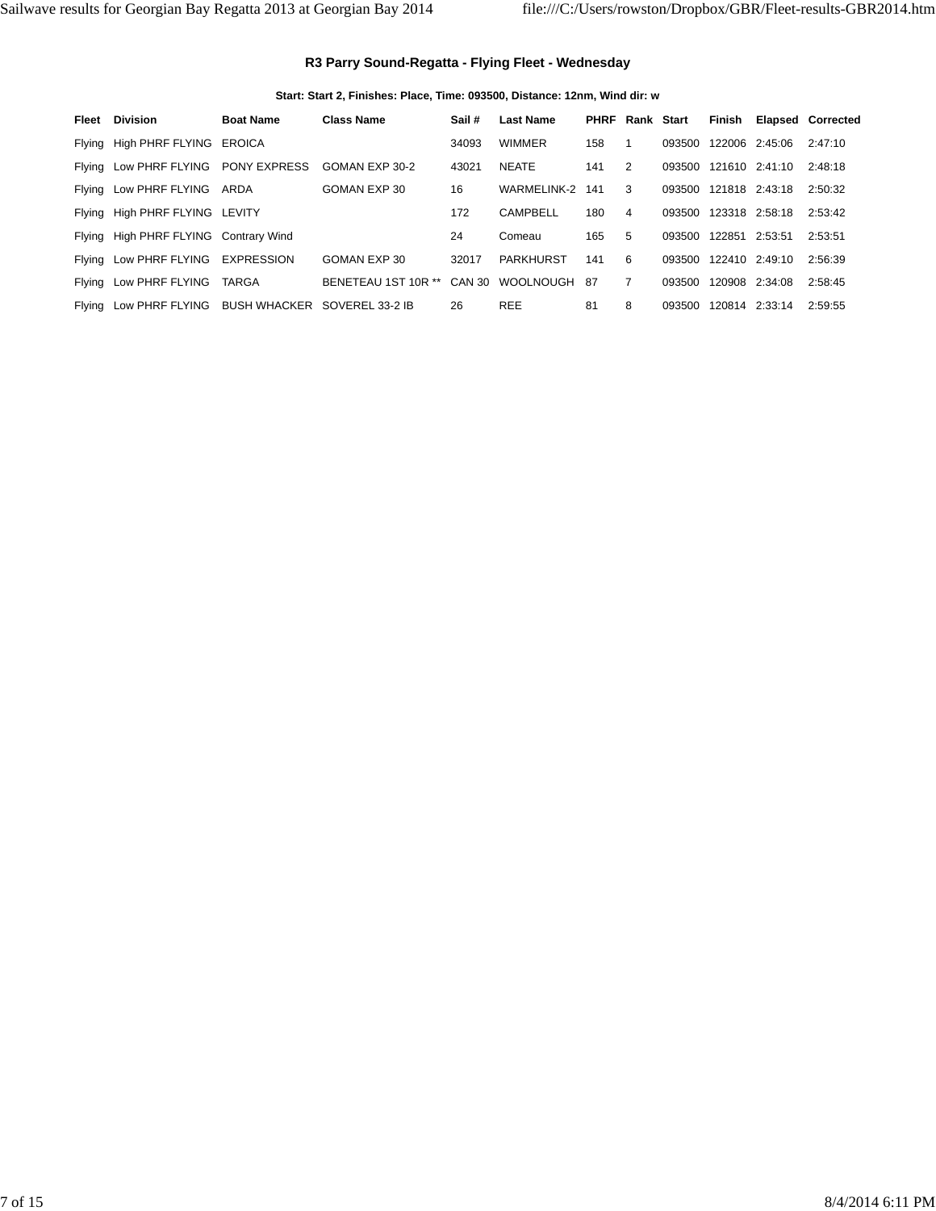### R3 Parry Sound-Regatta - Flying Fleet - Wednesday

**Start: Start 2, Finishes: Place, Time: 093500, Distance: 12nm, Wind dir: w**

| Fleet | Division | Boat Name | Class Name | Sail # | Last Name | PHRF | Rank | Start | Finish | Elapsed | Corrected |
|---|---|---|---|---|---|---|---|---|---|---|---|
| Flying | High PHRF FLYING | EROICA | | 34093 | WIMMER | 158 | 1 | 093500 | 122006 | 2:45:06 | 2:47:10 |
| Flying | Low PHRF FLYING | PONY EXPRESS | GOMAN EXP 30-2 | 43021 | NEATE | 141 | 2 | 093500 | 121610 | 2:41:10 | 2:48:18 |
| Flying | Low PHRF FLYING | ARDA | GOMAN EXP 30 | 16 | WARMELINK-2 | 141 | 3 | 093500 | 121818 | 2:43:18 | 2:50:32 |
| Flying | High PHRF FLYING | LEVITY | | 172 | CAMPBELL | 180 | 4 | 093500 | 123318 | 2:58:18 | 2:53:42 |
| Flying | High PHRF FLYING | Contrary Wind | | 24 | Comeau | 165 | 5 | 093500 | 122851 | 2:53:51 | 2:53:51 |
| Flying | Low PHRF FLYING | EXPRESSION | GOMAN EXP 30 | 32017 | PARKHURST | 141 | 6 | 093500 | 122410 | 2:49:10 | 2:56:39 |
| Flying | Low PHRF FLYING | TARGA | BENETEAU 1ST 10R ** | CAN 30 | WOOLNOUGH | 87 | 7 | 093500 | 120908 | 2:34:08 | 2:58:45 |
| Flying | Low PHRF FLYING | BUSH WHACKER | SOVEREL 33-2 IB | 26 | REE | 81 | 8 | 093500 | 120814 | 2:33:14 | 2:59:55 |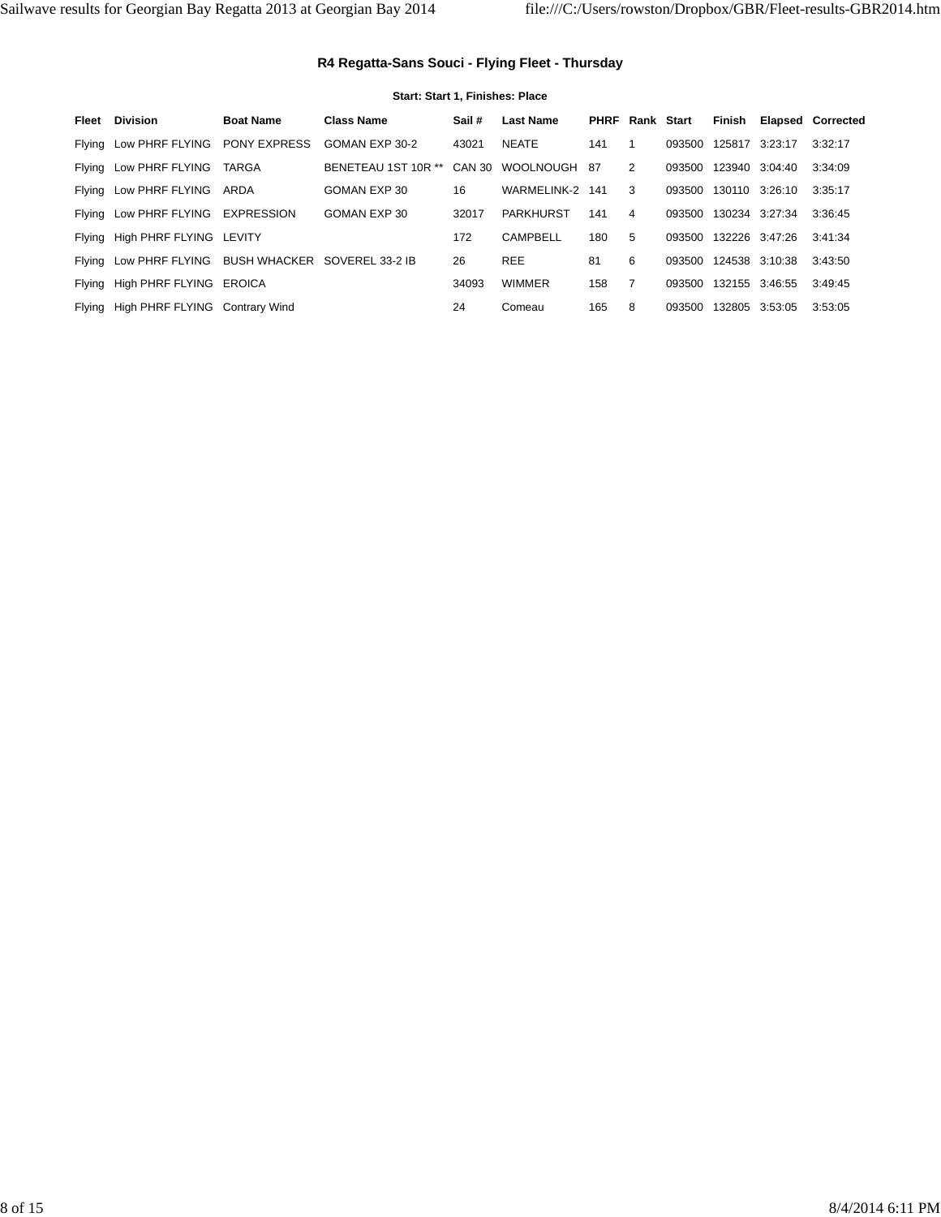### R4 Regatta-Sans Souci - Flying Fleet - Thursday

**Start: Start 1, Finishes: Place**

| Fleet | Division | Boat Name | Class Name | Sail # | Last Name | PHRF | Rank | Start | Finish | Elapsed | Corrected |
|---|---|---|---|---|---|---|---|---|---|---|---|
| Flying | Low PHRF FLYING | PONY EXPRESS | GOMAN EXP 30-2 | 43021 | NEATE | 141 | 1 | 093500 | 125817 | 3:23:17 | 3:32:17 |
| Flying | Low PHRF FLYING | TARGA | BENETEAU 1ST 10R ** | CAN 30 | WOOLNOUGH | 87 | 2 | 093500 | 123940 | 3:04:40 | 3:34:09 |
| Flying | Low PHRF FLYING | ARDA | GOMAN EXP 30 | 16 | WARMELINK-2 | 141 | 3 | 093500 | 130110 | 3:26:10 | 3:35:17 |
| Flying | Low PHRF FLYING | EXPRESSION | GOMAN EXP 30 | 32017 | PARKHURST | 141 | 4 | 093500 | 130234 | 3:27:34 | 3:36:45 |
| Flying | High PHRF FLYING | LEVITY | | 172 | CAMPBELL | 180 | 5 | 093500 | 132226 | 3:47:26 | 3:41:34 |
| Flying | Low PHRF FLYING | BUSH WHACKER | SOVEREL 33-2 IB | 26 | REE | 81 | 6 | 093500 | 124538 | 3:10:38 | 3:43:50 |
| Flying | High PHRF FLYING | EROICA | | 34093 | WIMMER | 158 | 7 | 093500 | 132155 | 3:46:55 | 3:49:45 |
| Flying | High PHRF FLYING | Contrary Wind | | 24 | Comeau | 165 | 8 | 093500 | 132805 | 3:53:05 | 3:53:05 |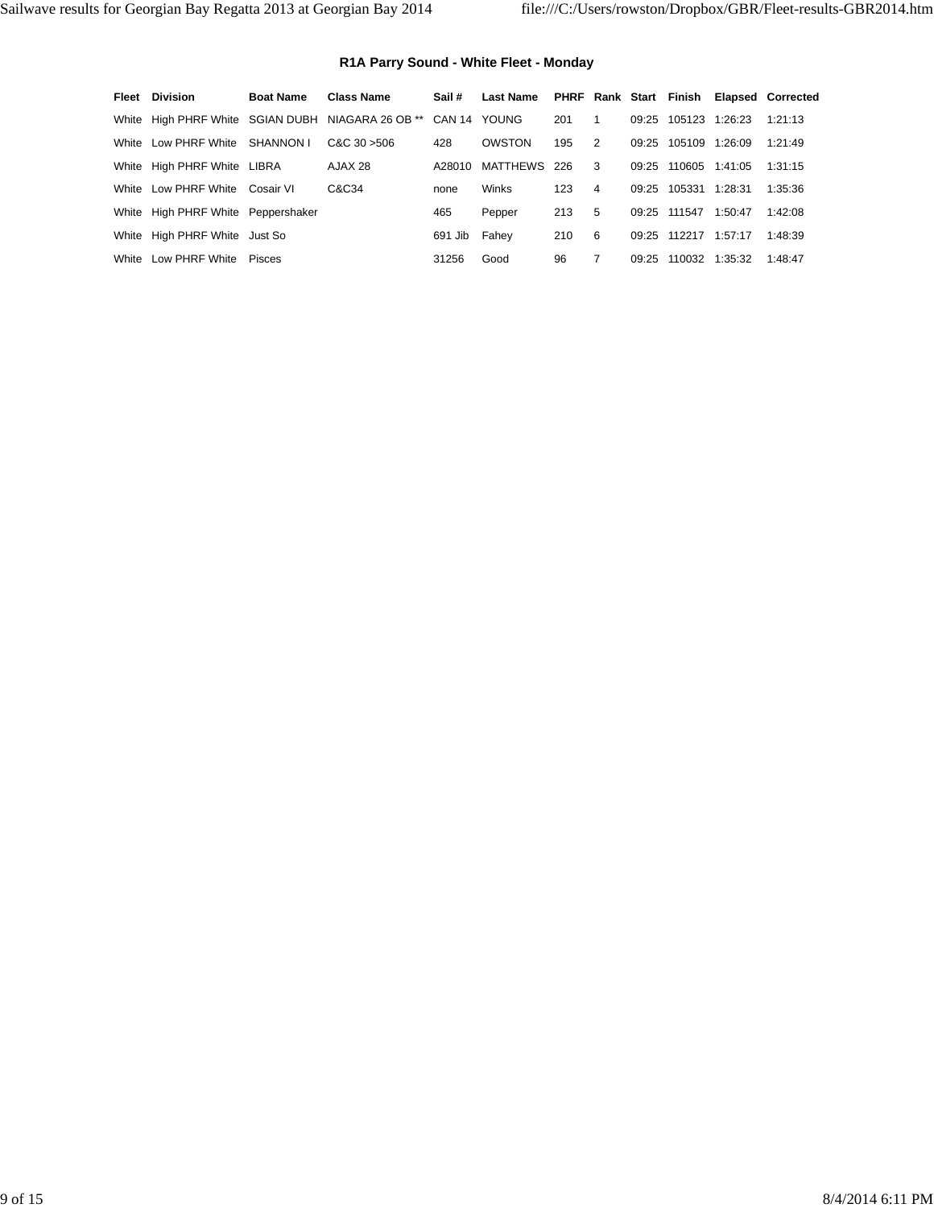### R1A Parry Sound - White Fleet - Monday

| Fleet | Division | Boat Name | Class Name | Sail # | Last Name | PHRF | Rank | Start | Finish | Elapsed | Corrected |
| --- | --- | --- | --- | --- | --- | --- | --- | --- | --- | --- | --- |
| White | High PHRF White | SGIAN DUBH | NIAGARA 26 OB ** | CAN 14 | YOUNG | 201 | 1 | 09:25 | 105123 | 1:26:23 | 1:21:13 |
| White | Low PHRF White | SHANNON I | C&C 30 >506 | 428 | OWSTON | 195 | 2 | 09:25 | 105109 | 1:26:09 | 1:21:49 |
| White | High PHRF White | LIBRA | AJAX 28 | A28010 | MATTHEWS | 226 | 3 | 09:25 | 110605 | 1:41:05 | 1:31:15 |
| White | Low PHRF White | Cosair VI | C&C34 | none | Winks | 123 | 4 | 09:25 | 105331 | 1:28:31 | 1:35:36 |
| White | High PHRF White | Peppershaker | | 465 | Pepper | 213 | 5 | 09:25 | 111547 | 1:50:47 | 1:42:08 |
| White | High PHRF White | Just So | | 691 Jib | Fahey | 210 | 6 | 09:25 | 112217 | 1:57:17 | 1:48:39 |
| White | Low PHRF White | Pisces | | 31256 | Good | 96 | 7 | 09:25 | 110032 | 1:35:32 | 1:48:47 |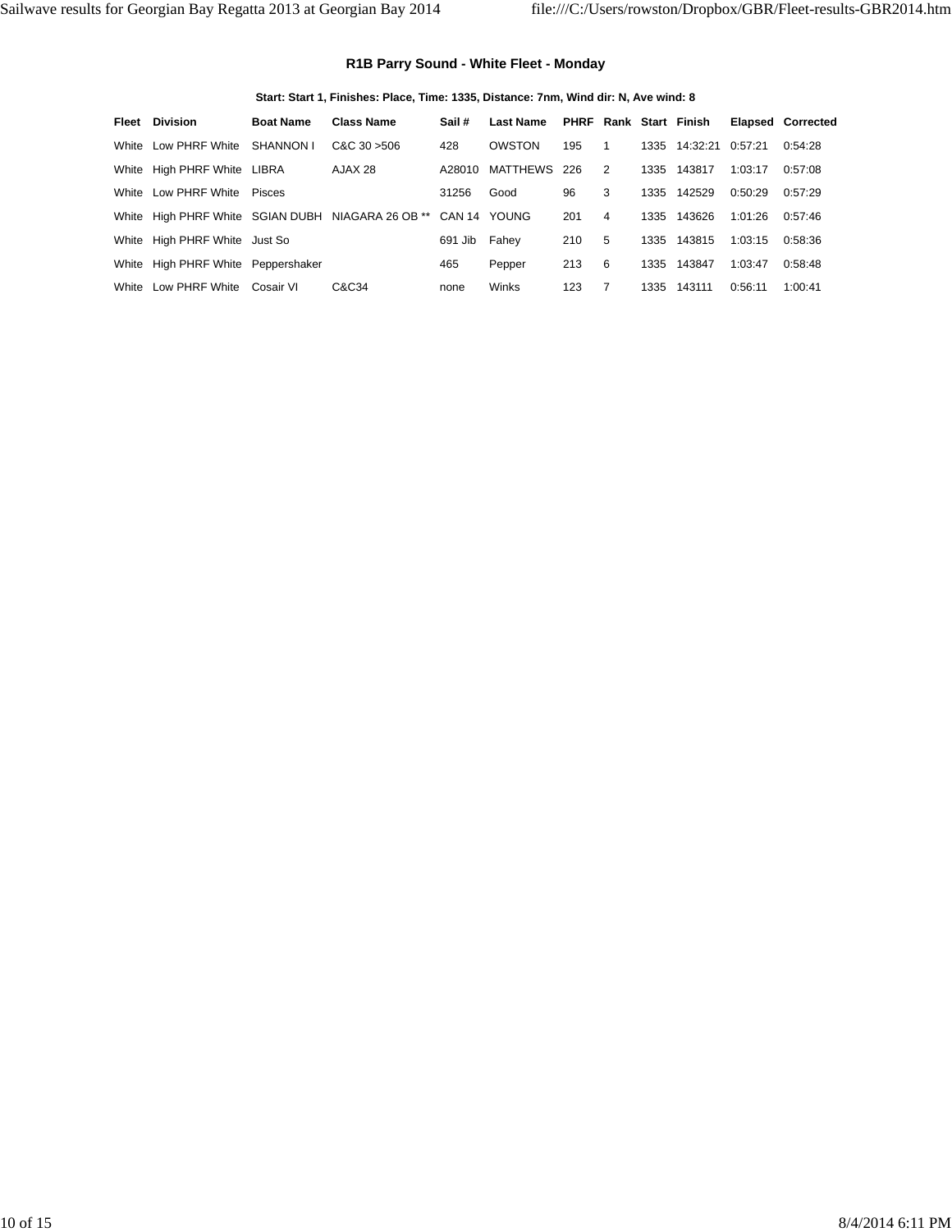### R1B Parry Sound - White Fleet - Monday

**Start: Start 1, Finishes: Place, Time: 1335, Distance: 7nm, Wind dir: N, Ave wind: 8**

| Fleet | Division | Boat Name | Class Name | Sail # | Last Name | PHRF | Rank | Start | Finish | Elapsed | Corrected |
|---|---|---|---|---|---|---|---|---|---|---|---|
| White | Low PHRF White | SHANNON I | C&C 30 >506 | 428 | OWSTON | 195 | 1 | 1335 | 14:32:21 | 0:57:21 | 0:54:28 |
| White | High PHRF White | LIBRA | AJAX 28 | A28010 | MATTHEWS | 226 | 2 | 1335 | 143817 | 1:03:17 | 0:57:08 |
| White | Low PHRF White | Pisces | | 31256 | Good | 96 | 3 | 1335 | 142529 | 0:50:29 | 0:57:29 |
| White | High PHRF White | SGIAN DUBH | NIAGARA 26 OB ** | CAN 14 | YOUNG | 201 | 4 | 1335 | 143626 | 1:01:26 | 0:57:46 |
| White | High PHRF White | Just So | | 691 Jib | Fahey | 210 | 5 | 1335 | 143815 | 1:03:15 | 0:58:36 |
| White | High PHRF White | Peppershaker | | 465 | Pepper | 213 | 6 | 1335 | 143847 | 1:03:47 | 0:58:48 |
| White | Low PHRF White | Cosair VI | C&C34 | none | Winks | 123 | 7 | 1335 | 143111 | 0:56:11 | 1:00:41 |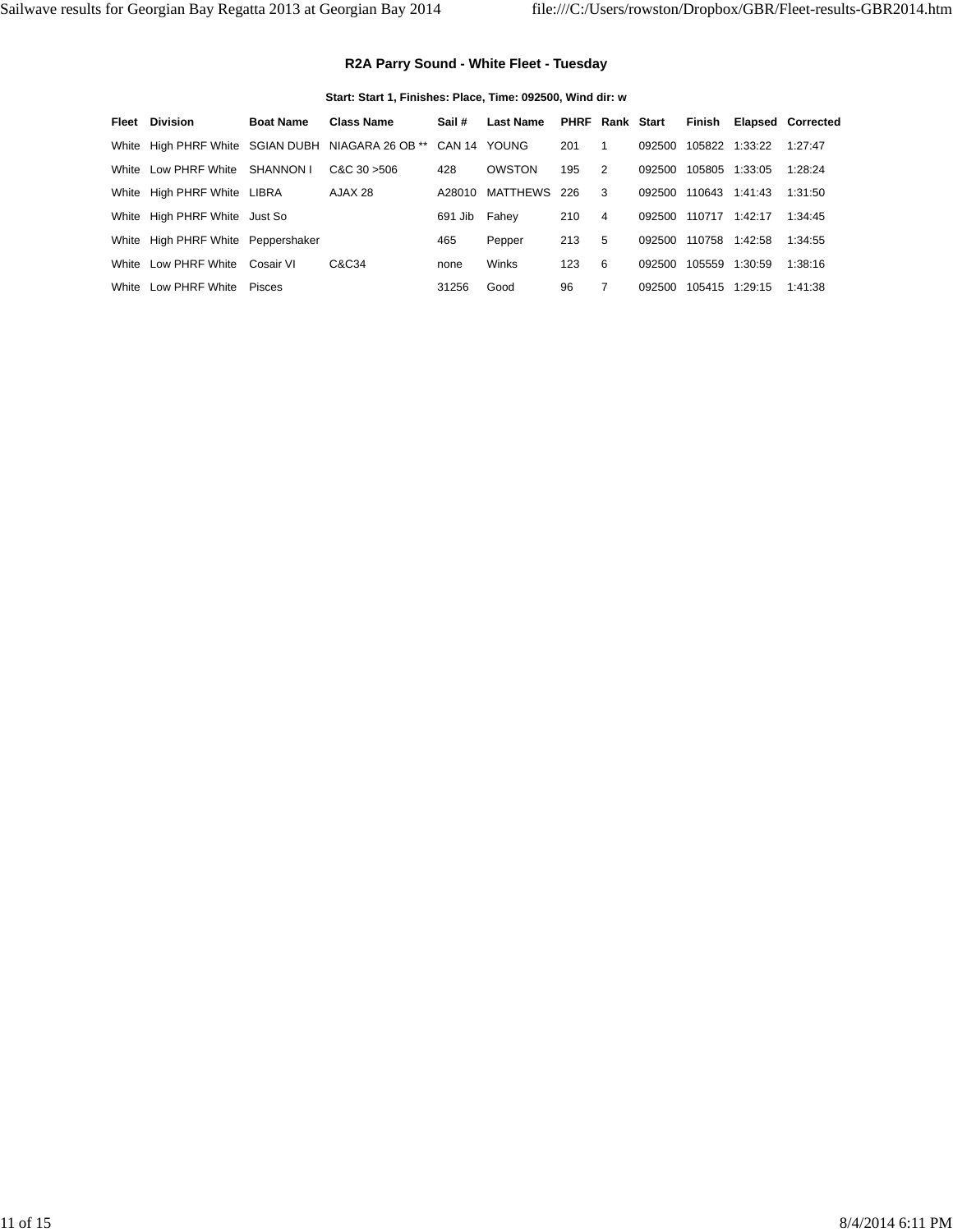### R2A Parry Sound - White Fleet - Tuesday

**Start: Start 1, Finishes: Place, Time: 092500, Wind dir: w**

| Fleet | Division | Boat Name | Class Name | Sail # | Last Name | PHRF | Rank | Start | Finish | Elapsed | Corrected |
|---|---|---|---|---|---|---|---|---|---|---|---|
| White | High PHRF White | SGIAN DUBH | NIAGARA 26 OB ** | CAN 14 | YOUNG | 201 | 1 | 092500 | 105822 | 1:33:22 | 1:27:47 |
| White | Low PHRF White | SHANNON I | C&C 30 >506 | 428 | OWSTON | 195 | 2 | 092500 | 105805 | 1:33:05 | 1:28:24 |
| White | High PHRF White | LIBRA | AJAX 28 | A28010 | MATTHEWS | 226 | 3 | 092500 | 110643 | 1:41:43 | 1:31:50 |
| White | High PHRF White | Just So | | 691 Jib | Fahey | 210 | 4 | 092500 | 110717 | 1:42:17 | 1:34:45 |
| White | High PHRF White | Peppershaker | | 465 | Pepper | 213 | 5 | 092500 | 110758 | 1:42:58 | 1:34:55 |
| White | Low PHRF White | Cosair VI | C&C34 | none | Winks | 123 | 6 | 092500 | 105559 | 1:30:59 | 1:38:16 |
| White | Low PHRF White | Pisces | | 31256 | Good | 96 | 7 | 092500 | 105415 | 1:29:15 | 1:41:38 |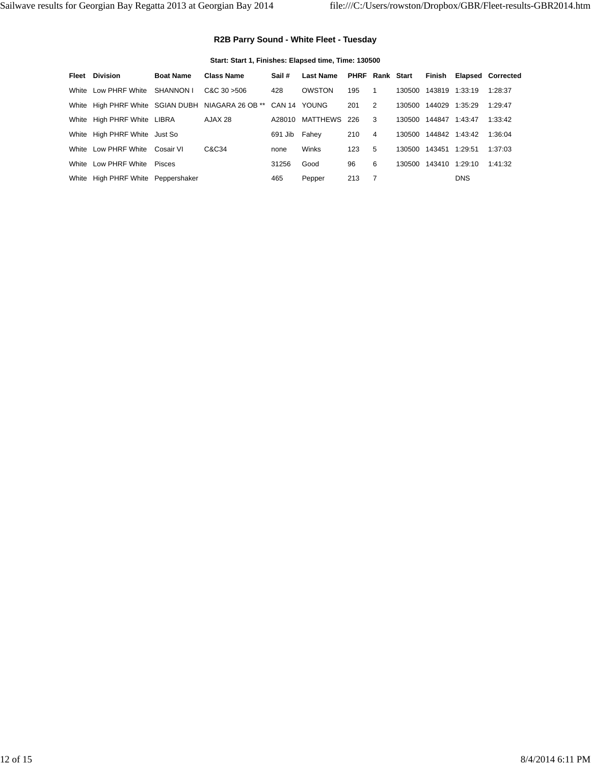### R2B Parry Sound - White Fleet - Tuesday

**Start: Start 1, Finishes: Elapsed time, Time: 130500**

| Fleet | Division | Boat Name | Class Name | Sail # | Last Name | PHRF | Rank | Start | Finish | Elapsed | Corrected |
|---|---|---|---|---|---|---|---|---|---|---|---|
| White | Low PHRF White | SHANNON I | C&C 30 >506 | 428 | OWSTON | 195 | 1 | 130500 | 143819 | 1:33:19 | 1:28:37 |
| White | High PHRF White | SGIAN DUBH | NIAGARA 26 OB ** | CAN 14 | YOUNG | 201 | 2 | 130500 | 144029 | 1:35:29 | 1:29:47 |
| White | High PHRF White | LIBRA | AJAX 28 | A28010 | MATTHEWS | 226 | 3 | 130500 | 144847 | 1:43:47 | 1:33:42 |
| White | High PHRF White | Just So | | 691 Jib | Fahey | 210 | 4 | 130500 | 144842 | 1:43:42 | 1:36:04 |
| White | Low PHRF White | Cosair VI | C&C34 | none | Winks | 123 | 5 | 130500 | 143451 | 1:29:51 | 1:37:03 |
| White | Low PHRF White | Pisces | | 31256 | Good | 96 | 6 | 130500 | 143410 | 1:29:10 | 1:41:32 |
| White | High PHRF White | Peppershaker | | 465 | Pepper | 213 | 7 | | | DNS | |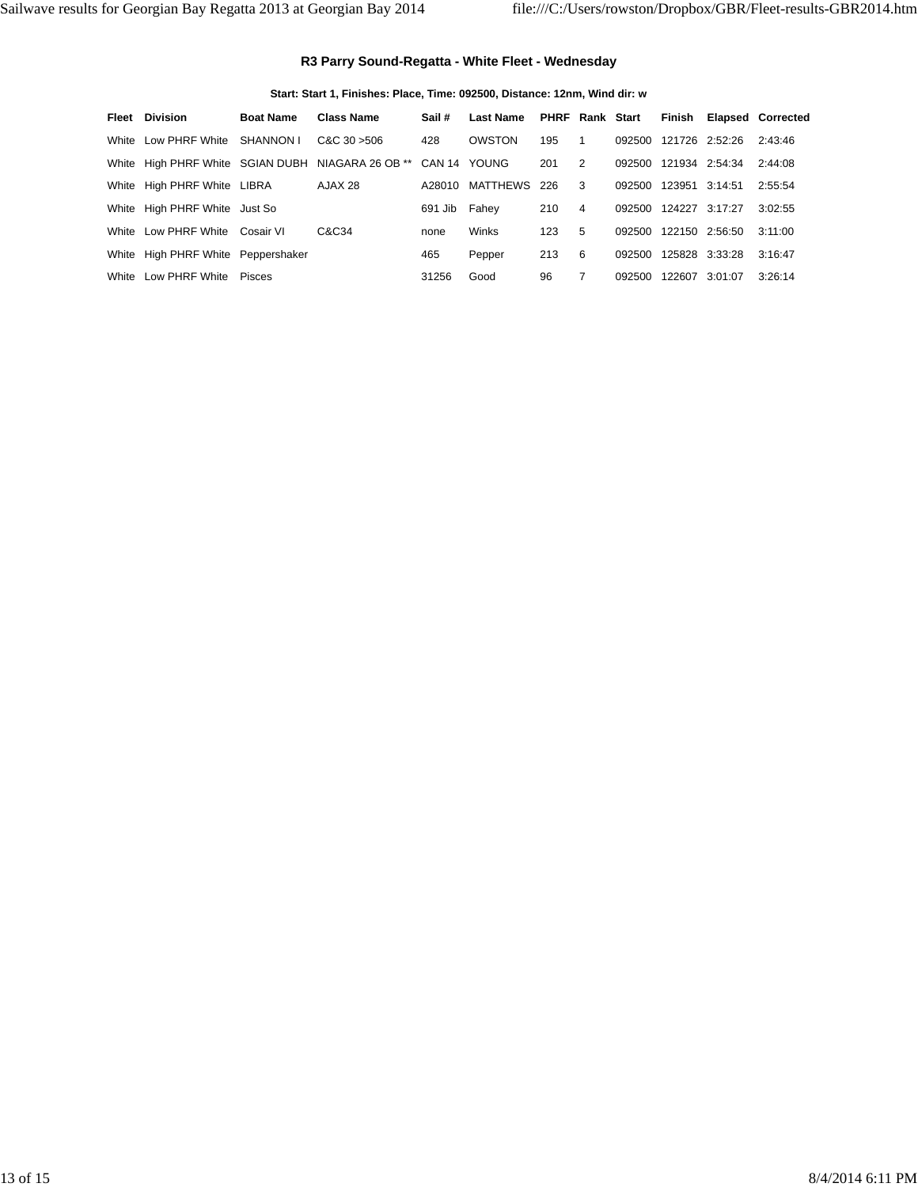### R3 Parry Sound-Regatta - White Fleet - Wednesday

**Start: Start 1, Finishes: Place, Time: 092500, Distance: 12nm, Wind dir: w**

| Fleet | Division | Boat Name | Class Name | Sail # | Last Name | PHRF | Rank | Start | Finish | Elapsed | Corrected |
|---|---|---|---|---|---|---|---|---|---|---|---|
| White | Low PHRF White | SHANNON I | C&C 30 >506 | 428 | OWSTON | 195 | 1 | 092500 | 121726 | 2:52:26 | 2:43:46 |
| White | High PHRF White | SGIAN DUBH | NIAGARA 26 OB ** | CAN 14 | YOUNG | 201 | 2 | 092500 | 121934 | 2:54:34 | 2:44:08 |
| White | High PHRF White | LIBRA | AJAX 28 | A28010 | MATTHEWS | 226 | 3 | 092500 | 123951 | 3:14:51 | 2:55:54 |
| White | High PHRF White | Just So | | 691 Jib | Fahey | 210 | 4 | 092500 | 124227 | 3:17:27 | 3:02:55 |
| White | Low PHRF White | Cosair VI | C&C34 | none | Winks | 123 | 5 | 092500 | 122150 | 2:56:50 | 3:11:00 |
| White | High PHRF White | Peppershaker | | 465 | Pepper | 213 | 6 | 092500 | 125828 | 3:33:28 | 3:16:47 |
| White | Low PHRF White | Pisces | | 31256 | Good | 96 | 7 | 092500 | 122607 | 3:01:07 | 3:26:14 |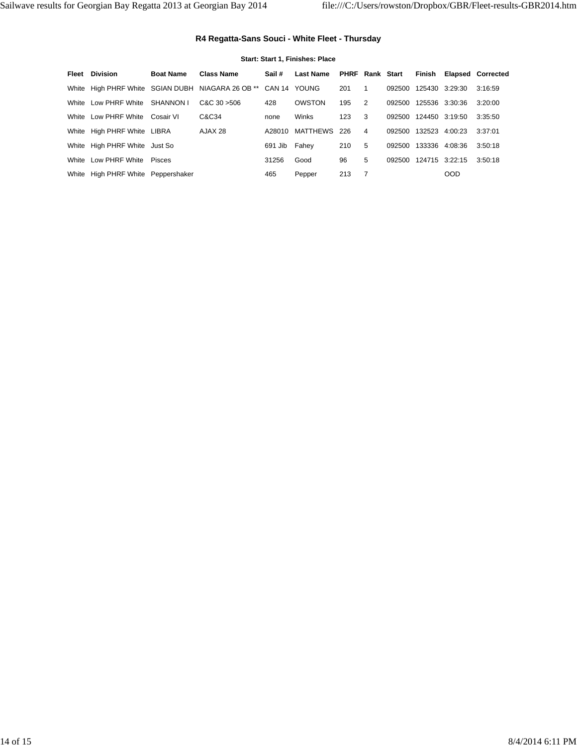### R4 Regatta-Sans Souci - White Fleet - Thursday

**Start: Start 1, Finishes: Place**

| Fleet | Division | Boat Name | Class Name | Sail # | Last Name | PHRF | Rank | Start | Finish | Elapsed | Corrected |
|---|---|---|---|---|---|---|---|---|---|---|---|
| White | High PHRF White | SGIAN DUBH | NIAGARA 26 OB ** | CAN 14 | YOUNG | 201 | 1 | 092500 | 125430 | 3:29:30 | 3:16:59 |
| White | Low PHRF White | SHANNON I | C&C 30 >506 | 428 | OWSTON | 195 | 2 | 092500 | 125536 | 3:30:36 | 3:20:00 |
| White | Low PHRF White | Cosair VI | C&C34 | none | Winks | 123 | 3 | 092500 | 124450 | 3:19:50 | 3:35:50 |
| White | High PHRF White | LIBRA | AJAX 28 | A28010 | MATTHEWS | 226 | 4 | 092500 | 132523 | 4:00:23 | 3:37:01 |
| White | High PHRF White | Just So | | 691 Jib | Fahey | 210 | 5 | 092500 | 133336 | 4:08:36 | 3:50:18 |
| White | Low PHRF White | Pisces | | 31256 | Good | 96 | 5 | 092500 | 124715 | 3:22:15 | 3:50:18 |
| White | High PHRF White | Peppershaker | | 465 | Pepper | 213 | 7 | | | OOD | |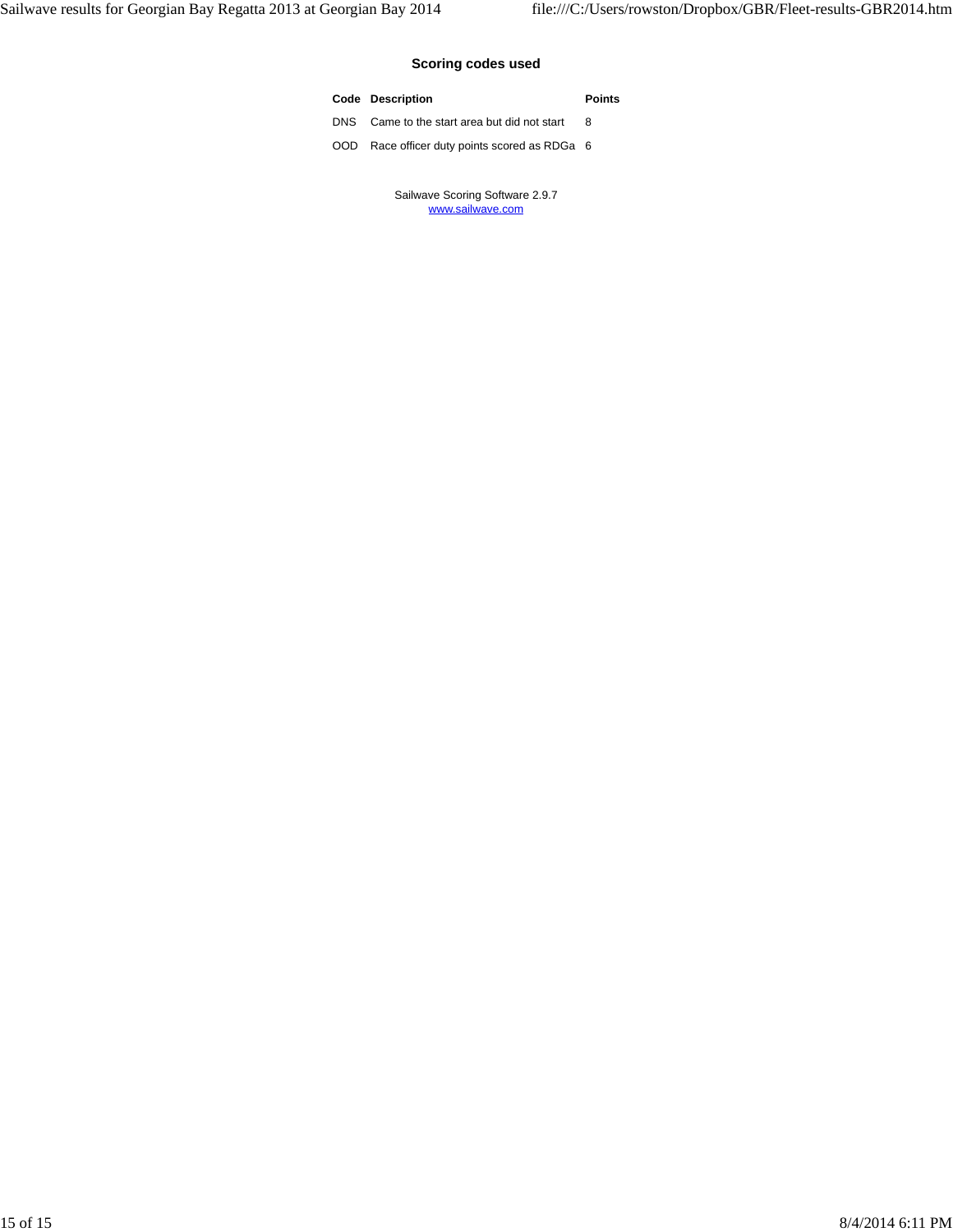### Scoring codes used

| Code | Description | Points |
| --- | --- | --- |
| DNS | Came to the start area but did not start | 8 |
| OOD | Race officer duty points scored as RDGa | 6 |

Sailwave Scoring Software 2.9.7
www.sailwave.com